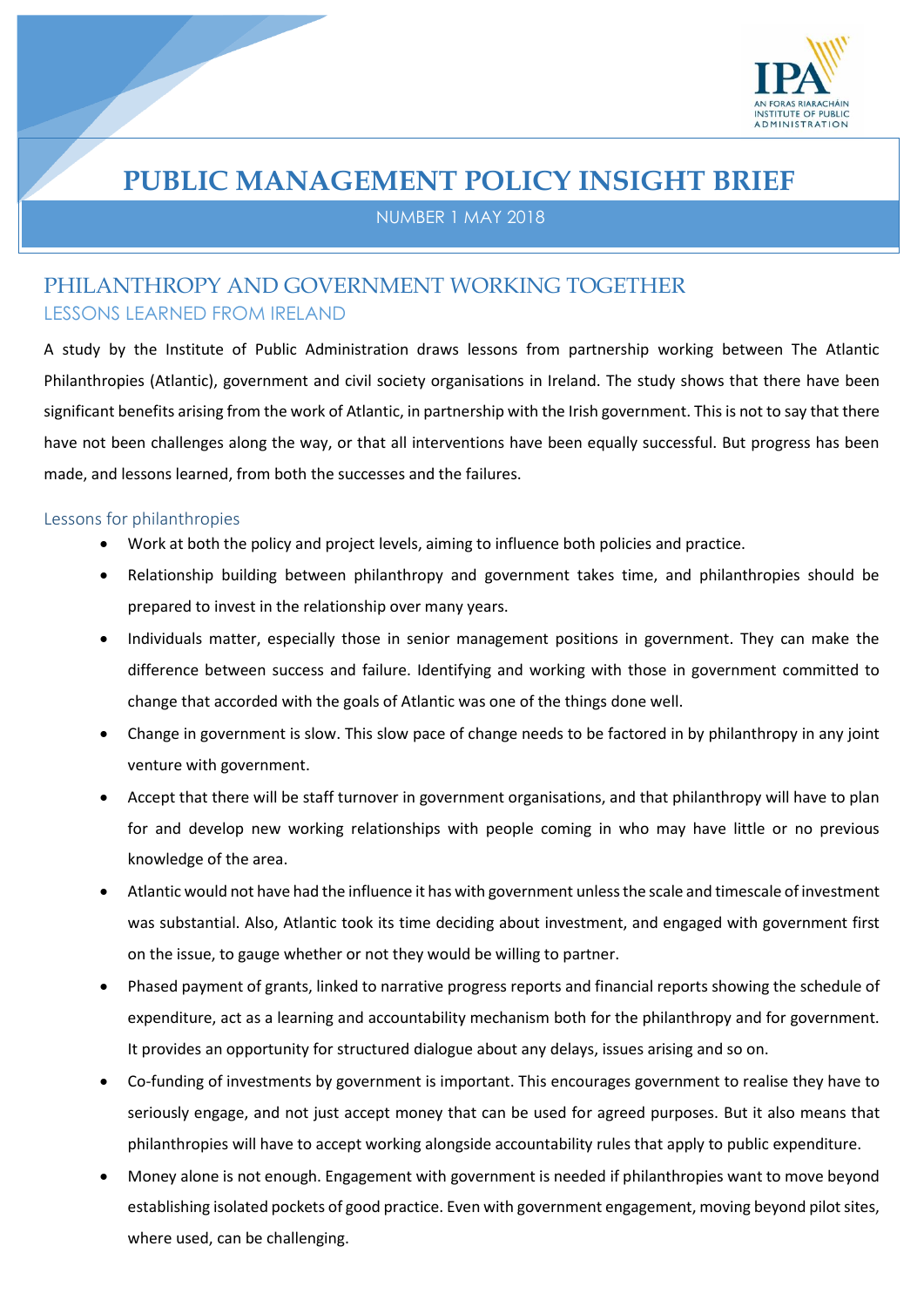# PUBLIC MANAGEMENT POLICY INSIGHT BRIEF

NUMBER 1 MAY 2018

## PHILANTHROPY AND GOVERNMENT WORKING TOGETHER

### LESSONS LEARNED FROM IRELAND

A study by the Institute of Public Administration draws lessons from partnership working between The Atlantic Philanthropies (Atlantic), government and civil society organisations in Ireland. The study shows that there have been significant benefits arising from the work of Atlantic, in partnership with the Irish government. This is not to say that there have not been challenges along the way, or that all interventions have been equally successful. But progress has been made, and lessons learned, from both the successes and the failures.

### Lessons for philanthropies

- Work at both the policy and project levels, aiming to influence both policies and practice.
- Relationship building between philanthropy and government takes time, and philanthropies should be prepared to invest in the relationship over many years.
- Individuals matter, especially those in senior management positions in government. They can make the difference between success and failure. Identifying and working with those in government committed to change that accorded with the goals of Atlantic was one of the things done well.
- Change in government is slow. This slow pace of change needs to be factored in by philanthropy in any joint venture with government.
- Accept that there will be staff turnover in government organisations, and that philanthropy will have to plan for and develop new working relationships with people coming in who may have little or no previous knowledge of the area.
- Atlantic would not have had the influence it has with government unless the scale and timescale of investment was substantial. Also, Atlantic took its time deciding about investment, and engaged with government first on the issue, to gauge whether or not they would be willing to partner.
- Phased payment of grants, linked to narrative progress reports and financial reports showing the schedule of expenditure, act as a learning and accountability mechanism both for the philanthropy and for government. It provides an opportunity for structured dialogue about any delays, issues arising and so on.
- Co-funding of investments by government is important. This encourages government to realise they have to seriously engage, and not just accept money that can be used for agreed purposes. But it also means that philanthropies will have to accept working alongside accountability rules that apply to public expenditure.
- Money alone is not enough. Engagement with government is needed if philanthropies want to move beyond establishing isolated pockets of good practice. Even with government engagement, moving beyond pilot sites, where used, can be challenging.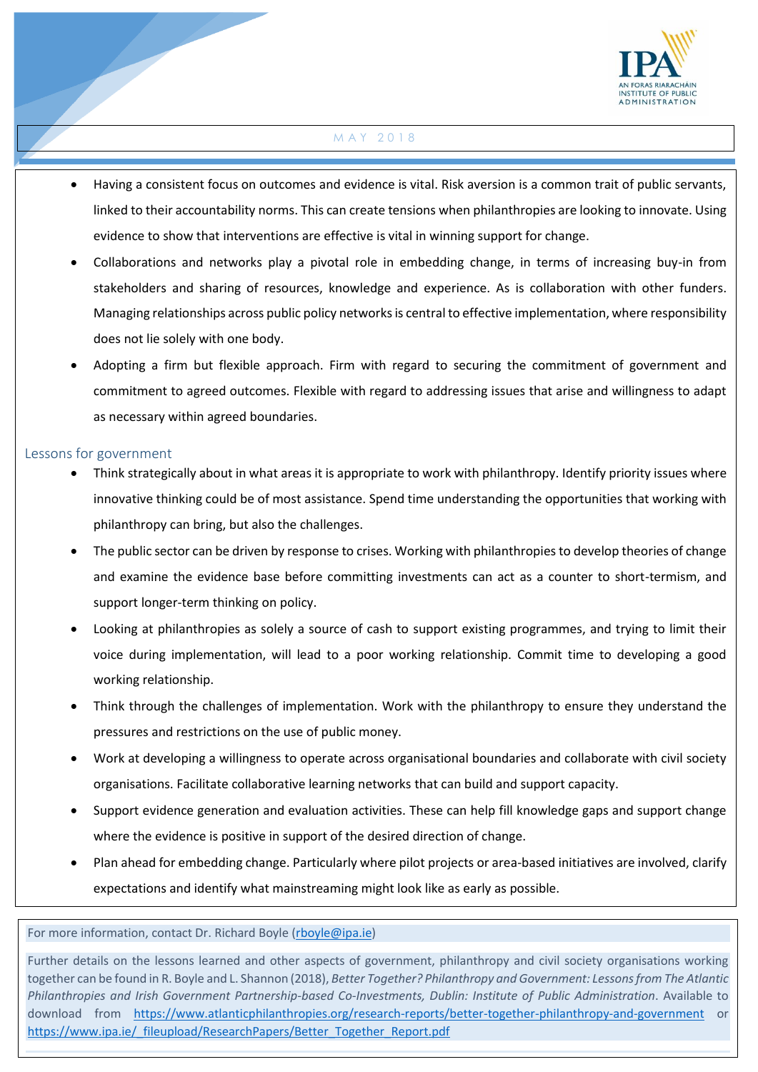- Having a consistent focus on outcomes and evidence is vital. Risk aversion is a common trait of public servants, linked to their accountability norms. This can create tensions when philanthropies are looking to innovate. Using evidence to show that interventions are effective is vital in winning support for change.
- Collaborations and networks play a pivotal role in embedding change, in terms of increasing buy-in from stakeholders and sharing of resources, knowledge and experience. As is collaboration with other funders. Managing relationships across public policy networks is central to effective implementation, where responsibility does not lie solely with one body.
- Adopting a firm but flexible approach. Firm with regard to securing the commitment of government and commitment to agreed outcomes. Flexible with regard to addressing issues that arise and willingness to adapt as necessary within agreed boundaries.

## Lessons for government

- Think strategically about in what areas it is appropriate to work with philanthropy. Identify priority issues where innovative thinking could be of most assistance. Spend time understanding the opportunities that working with philanthropy can bring, but also the challenges.
- The public sector can be driven by response to crises. Working with philanthropies to develop theories of change and examine the evidence base before committing investments can act as a counter to short-termism, and support longer-term thinking on policy.
- Looking at philanthropies as solely a source of cash to support existing programmes, and trying to limit their voice during implementation, will lead to a poor working relationship. Commit time to developing a good working relationship.
- Think through the challenges of implementation. Work with the philanthropy to ensure they understand the pressures and restrictions on the use of public money.
- Work at developing a willingness to operate across organisational boundaries and collaborate with civil society organisations. Facilitate collaborative learning networks that can build and support capacity.
- Support evidence generation and evaluation activities. These can help fill knowledge gaps and support change where the evidence is positive in support of the desired direction of change.
- Plan ahead for embedding change. Particularly where pilot projects or area-based initiatives are involved, clarify expectations and identify what mainstreaming might look like as early as possible.

For more information, contact Dr. Richard Boyle (rboyle@ipa.ie)

Further details on the lessons learned and other aspects of government, philanthropy and civil society organisations working together can be found in R. Boyle and L. Shannon (2018), *Better Together? Philanthropy and Government: Lessons from The Atlantic Philanthropies and Irish Government Partnership-based Co-Investments, Dublin: Institute of Public Administration*. Available to download from https://www.atlanticphilanthropies.org/research-reports/better-together-philanthropy-and-government or https://www.ipa.ie/_fileupload/ResearchPapers/Better_Together_Report.pdf